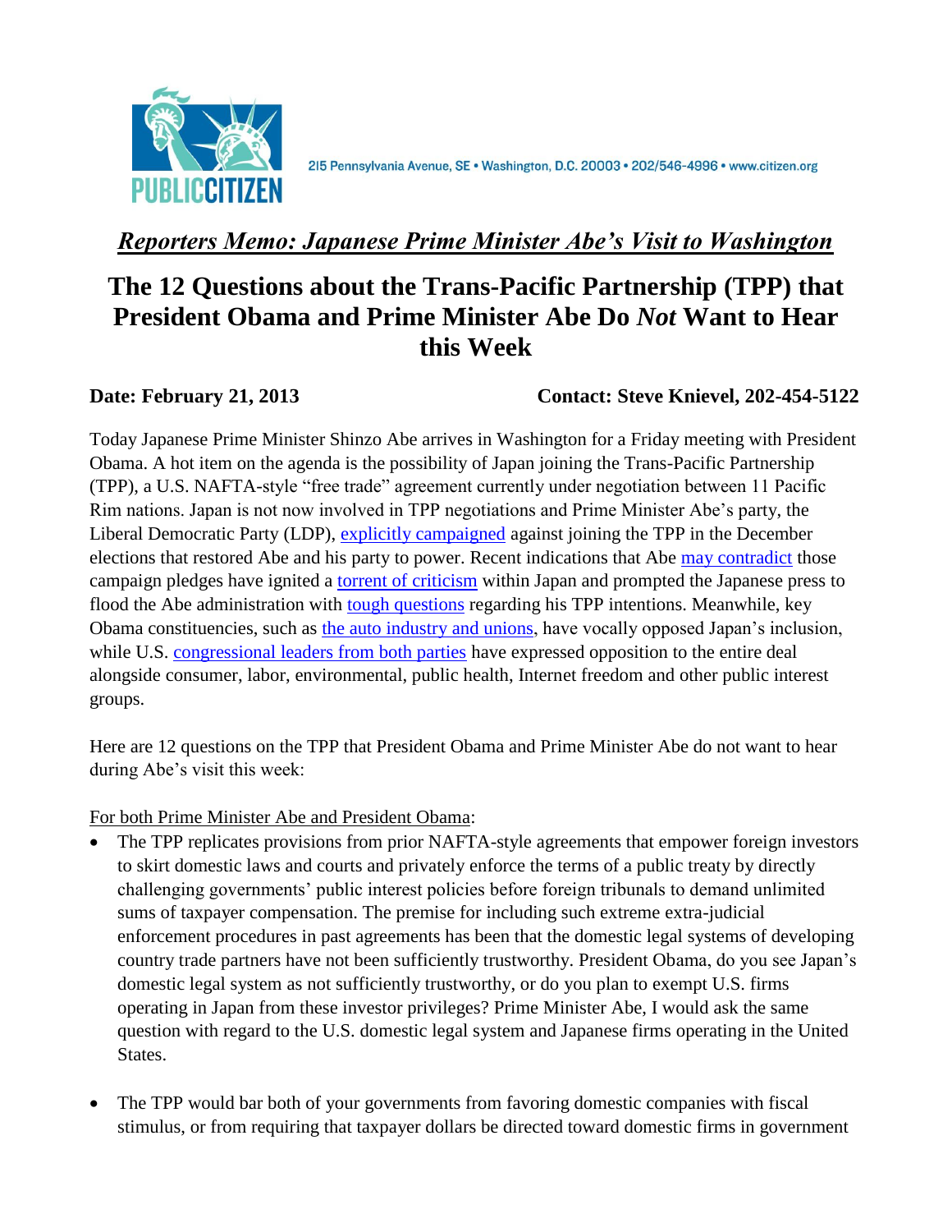PUBLIC CITIZEN

215 Pennsylvania Avenue, SE • Washington, D.C. 20003 • 202/546-4996 • www.citizen.org

***Reporters Memo: Japanese Prime Minister Abe's Visit to Washington***

# The 12 Questions about the Trans-Pacific Partnership (TPP) that President Obama and Prime Minister Abe Do *Not* Want to Hear this Week

**Date: February 21, 2013** **Contact: Steve Knievel, 202-454-5122**

Today Japanese Prime Minister Shinzo Abe arrives in Washington for a Friday meeting with President Obama. A hot item on the agenda is the possibility of Japan joining the Trans-Pacific Partnership (TPP), a U.S. NAFTA-style "free trade" agreement currently under negotiation between 11 Pacific Rim nations. Japan is not now involved in TPP negotiations and Prime Minister Abe's party, the Liberal Democratic Party (LDP), explicitly campaigned against joining the TPP in the December elections that restored Abe and his party to power. Recent indications that Abe may contradict those campaign pledges have ignited a torrent of criticism within Japan and prompted the Japanese press to flood the Abe administration with tough questions regarding his TPP intentions. Meanwhile, key Obama constituencies, such as the auto industry and unions, have vocally opposed Japan's inclusion, while U.S. congressional leaders from both parties have expressed opposition to the entire deal alongside consumer, labor, environmental, public health, Internet freedom and other public interest groups.

Here are 12 questions on the TPP that President Obama and Prime Minister Abe do not want to hear during Abe's visit this week:

For both Prime Minister Abe and President Obama:

- The TPP replicates provisions from prior NAFTA-style agreements that empower foreign investors to skirt domestic laws and courts and privately enforce the terms of a public treaty by directly challenging governments' public interest policies before foreign tribunals to demand unlimited sums of taxpayer compensation. The premise for including such extreme extra-judicial enforcement procedures in past agreements has been that the domestic legal systems of developing country trade partners have not been sufficiently trustworthy. President Obama, do you see Japan's domestic legal system as not sufficiently trustworthy, or do you plan to exempt U.S. firms operating in Japan from these investor privileges? Prime Minister Abe, I would ask the same question with regard to the U.S. domestic legal system and Japanese firms operating in the United States.

- The TPP would bar both of your governments from favoring domestic companies with fiscal stimulus, or from requiring that taxpayer dollars be directed toward domestic firms in government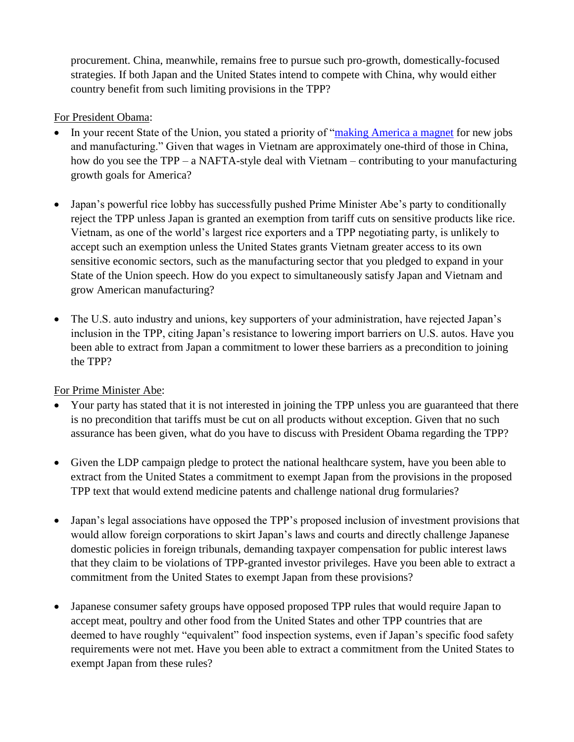procurement. China, meanwhile, remains free to pursue such pro-growth, domestically-focused strategies. If both Japan and the United States intend to compete with China, why would either country benefit from such limiting provisions in the TPP?

For President Obama:

- In your recent State of the Union, you stated a priority of "making America a magnet for new jobs and manufacturing." Given that wages in Vietnam are approximately one-third of those in China, how do you see the TPP – a NAFTA-style deal with Vietnam – contributing to your manufacturing growth goals for America?

- Japan's powerful rice lobby has successfully pushed Prime Minister Abe's party to conditionally reject the TPP unless Japan is granted an exemption from tariff cuts on sensitive products like rice. Vietnam, as one of the world's largest rice exporters and a TPP negotiating party, is unlikely to accept such an exemption unless the United States grants Vietnam greater access to its own sensitive economic sectors, such as the manufacturing sector that you pledged to expand in your State of the Union speech. How do you expect to simultaneously satisfy Japan and Vietnam and grow American manufacturing?

- The U.S. auto industry and unions, key supporters of your administration, have rejected Japan's inclusion in the TPP, citing Japan's resistance to lowering import barriers on U.S. autos. Have you been able to extract from Japan a commitment to lower these barriers as a precondition to joining the TPP?

For Prime Minister Abe:

- Your party has stated that it is not interested in joining the TPP unless you are guaranteed that there is no precondition that tariffs must be cut on all products without exception. Given that no such assurance has been given, what do you have to discuss with President Obama regarding the TPP?

- Given the LDP campaign pledge to protect the national healthcare system, have you been able to extract from the United States a commitment to exempt Japan from the provisions in the proposed TPP text that would extend medicine patents and challenge national drug formularies?

- Japan's legal associations have opposed the TPP's proposed inclusion of investment provisions that would allow foreign corporations to skirt Japan's laws and courts and directly challenge Japanese domestic policies in foreign tribunals, demanding taxpayer compensation for public interest laws that they claim to be violations of TPP-granted investor privileges. Have you been able to extract a commitment from the United States to exempt Japan from these provisions?

- Japanese consumer safety groups have opposed proposed TPP rules that would require Japan to accept meat, poultry and other food from the United States and other TPP countries that are deemed to have roughly "equivalent" food inspection systems, even if Japan's specific food safety requirements were not met. Have you been able to extract a commitment from the United States to exempt Japan from these rules?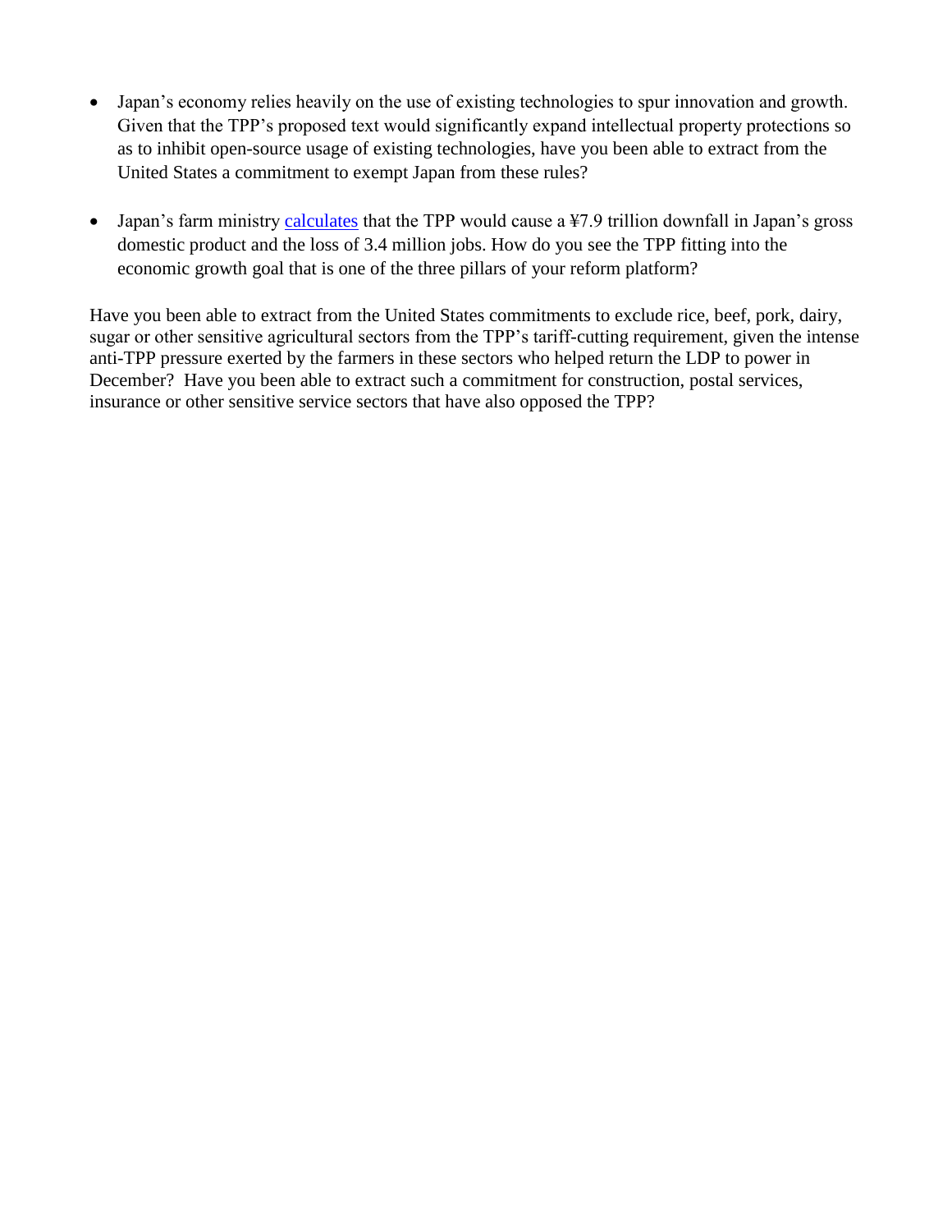- Japan's economy relies heavily on the use of existing technologies to spur innovation and growth. Given that the TPP's proposed text would significantly expand intellectual property protections so as to inhibit open-source usage of existing technologies, have you been able to extract from the United States a commitment to exempt Japan from these rules?

- Japan's farm ministry calculates that the TPP would cause a ¥7.9 trillion downfall in Japan's gross domestic product and the loss of 3.4 million jobs. How do you see the TPP fitting into the economic growth goal that is one of the three pillars of your reform platform?

Have you been able to extract from the United States commitments to exclude rice, beef, pork, dairy, sugar or other sensitive agricultural sectors from the TPP's tariff-cutting requirement, given the intense anti-TPP pressure exerted by the farmers in these sectors who helped return the LDP to power in December? Have you been able to extract such a commitment for construction, postal services, insurance or other sensitive service sectors that have also opposed the TPP?